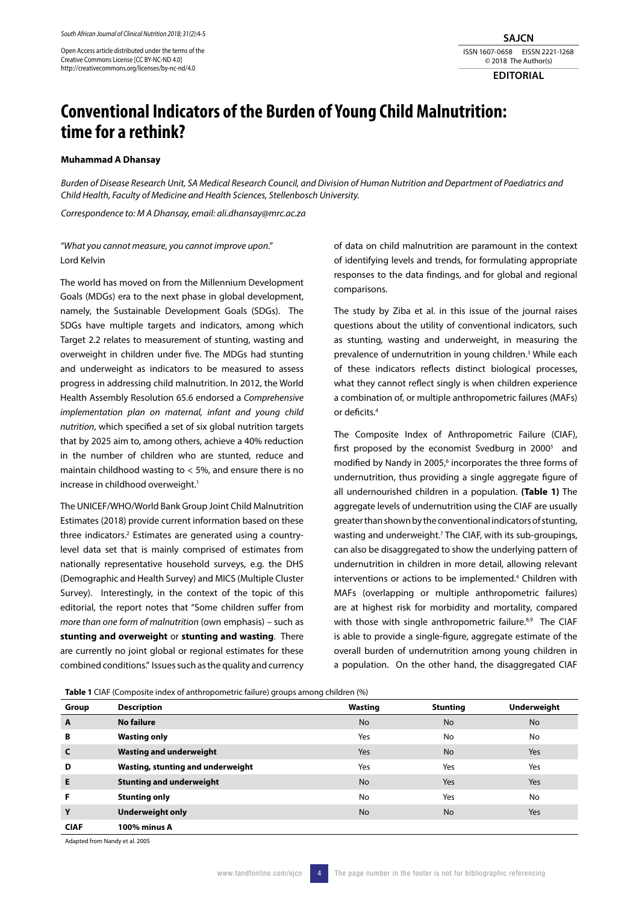Open Access article distributed under the terms of the Creative Commons License [CC BY-NC-ND 4.0] http://creativecommons.org/licenses/by-nc-nd/4.0

**EDITORIAL**

# Conventional Indicators of the Burden of Young Child Malnutrition: time for a rethink?

**Muhammad A Dhansay**

*Burden of Disease Research Unit, SA Medical Research Council, and Division of Human Nutrition and Department of Paediatrics and Child Health, Faculty of Medicine and Health Sciences, Stellenbosch University.*

*Correspondence to: M A Dhansay, email: ali.dhansay@mrc.ac.za*

*"What you cannot measure, you cannot improve upon."*
Lord Kelvin

The world has moved on from the Millennium Development Goals (MDGs) era to the next phase in global development, namely, the Sustainable Development Goals (SDGs). The SDGs have multiple targets and indicators, among which Target 2.2 relates to measurement of stunting, wasting and overweight in children under five. The MDGs had stunting and underweight as indicators to be measured to assess progress in addressing child malnutrition. In 2012, the World Health Assembly Resolution 65.6 endorsed a *Comprehensive implementation plan on maternal, infant and young child nutrition*, which specified a set of six global nutrition targets that by 2025 aim to, among others, achieve a 40% reduction in the number of children who are stunted, reduce and maintain childhood wasting to < 5%, and ensure there is no increase in childhood overweight.[1]

The UNICEF/WHO/World Bank Group Joint Child Malnutrition Estimates (2018) provide current information based on these three indicators.[2] Estimates are generated using a country-level data set that is mainly comprised of estimates from nationally representative household surveys, e.g. the DHS (Demographic and Health Survey) and MICS (Multiple Cluster Survey). Interestingly, in the context of the topic of this editorial, the report notes that "Some children suffer from *more than one form of malnutrition* (own emphasis) – such as **stunting and overweight** or **stunting and wasting**. There are currently no joint global or regional estimates for these combined conditions." Issues such as the quality and currency of data on child malnutrition are paramount in the context of identifying levels and trends, for formulating appropriate responses to the data findings, and for global and regional comparisons.

The study by Ziba et al. in this issue of the journal raises questions about the utility of conventional indicators, such as stunting, wasting and underweight, in measuring the prevalence of undernutrition in young children.[3] While each of these indicators reflects distinct biological processes, what they cannot reflect singly is when children experience a combination of, or multiple anthropometric failures (MAFs) or deficits.[4]

The Composite Index of Anthropometric Failure (CIAF), first proposed by the economist Svedburg in 2000[5] and modified by Nandy in 2005,[6] incorporates the three forms of undernutrition, thus providing a single aggregate figure of all undernourished children in a population. **(Table 1)** The aggregate levels of undernutrition using the CIAF are usually greater than shown by the conventional indicators of stunting, wasting and underweight.[7] The CIAF, with its sub-groupings, can also be disaggregated to show the underlying pattern of undernutrition in children in more detail, allowing relevant interventions or actions to be implemented.[4] Children with MAFs (overlapping or multiple anthropometric failures) are at highest risk for morbidity and mortality, compared with those with single anthropometric failure.[8,9] The CIAF is able to provide a single-figure, aggregate estimate of the overall burden of undernutrition among young children in a population. On the other hand, the disaggregated CIAF

**Table 1** CIAF (Composite index of anthropometric failure) groups among children (%)

| Group | Description | Wasting | Stunting | Underweight |
|---|---|---|---|---|
| **A** | **No failure** | No | No | No |
| **B** | **Wasting only** | Yes | No | No |
| **C** | **Wasting and underweight** | Yes | No | Yes |
| **D** | **Wasting, stunting and underweight** | Yes | Yes | Yes |
| **E** | **Stunting and underweight** | No | Yes | Yes |
| **F** | **Stunting only** | No | Yes | No |
| **Y** | **Underweight only** | No | No | Yes |
| **CIAF** | **100% minus A** | | | |

Adapted from Nandy et al. 2005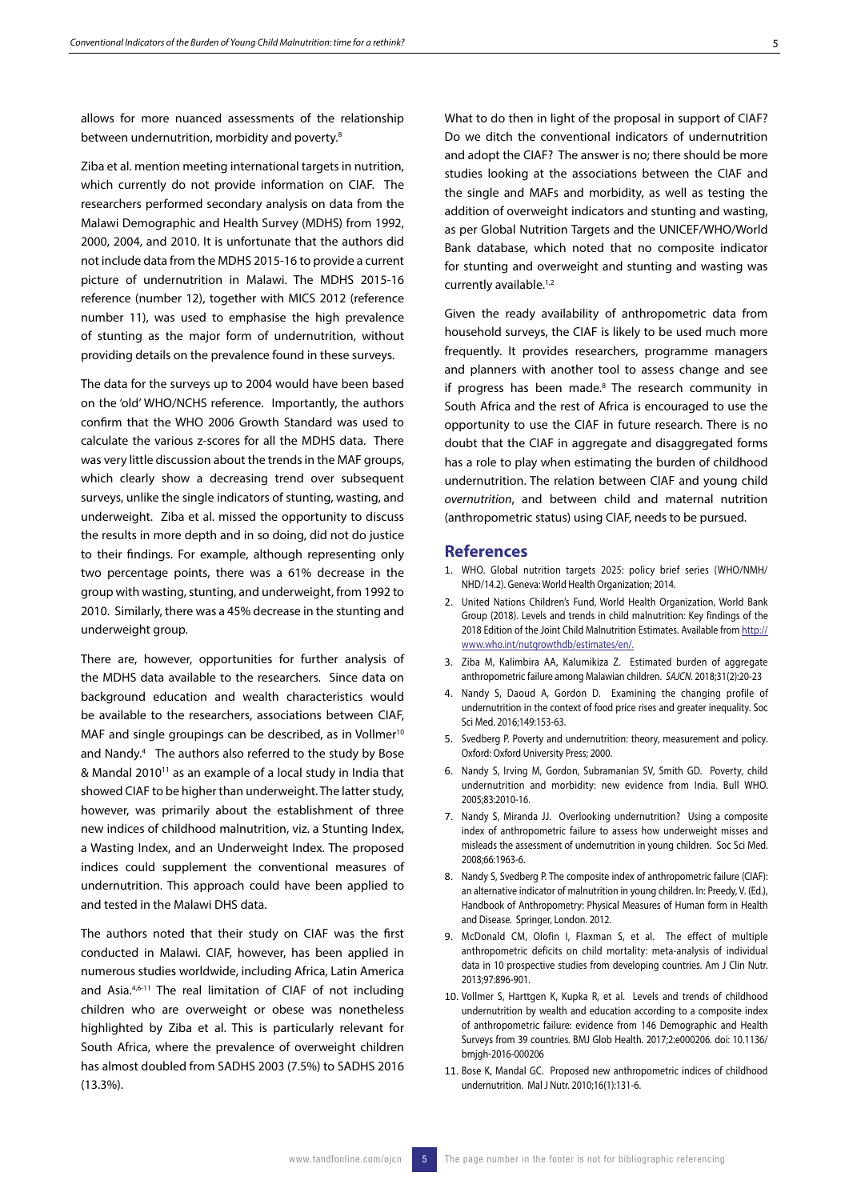allows for more nuanced assessments of the relationship between undernutrition, morbidity and poverty.[8]

Ziba et al. mention meeting international targets in nutrition, which currently do not provide information on CIAF. The researchers performed secondary analysis on data from the Malawi Demographic and Health Survey (MDHS) from 1992, 2000, 2004, and 2010. It is unfortunate that the authors did not include data from the MDHS 2015-16 to provide a current picture of undernutrition in Malawi. The MDHS 2015-16 reference (number 12), together with MICS 2012 (reference number 11), was used to emphasise the high prevalence of stunting as the major form of undernutrition, without providing details on the prevalence found in these surveys.

The data for the surveys up to 2004 would have been based on the 'old' WHO/NCHS reference. Importantly, the authors confirm that the WHO 2006 Growth Standard was used to calculate the various z-scores for all the MDHS data. There was very little discussion about the trends in the MAF groups, which clearly show a decreasing trend over subsequent surveys, unlike the single indicators of stunting, wasting, and underweight. Ziba et al. missed the opportunity to discuss the results in more depth and in so doing, did not do justice to their findings. For example, although representing only two percentage points, there was a 61% decrease in the group with wasting, stunting, and underweight, from 1992 to 2010. Similarly, there was a 45% decrease in the stunting and underweight group.

There are, however, opportunities for further analysis of the MDHS data available to the researchers. Since data on background education and wealth characteristics would be available to the researchers, associations between CIAF, MAF and single groupings can be described, as in Vollmer[10] and Nandy.[4] The authors also referred to the study by Bose & Mandal 2010[11] as an example of a local study in India that showed CIAF to be higher than underweight. The latter study, however, was primarily about the establishment of three new indices of childhood malnutrition, viz. a Stunting Index, a Wasting Index, and an Underweight Index. The proposed indices could supplement the conventional measures of undernutrition. This approach could have been applied to and tested in the Malawi DHS data.

The authors noted that their study on CIAF was the first conducted in Malawi. CIAF, however, has been applied in numerous studies worldwide, including Africa, Latin America and Asia.[4,6-11] The real limitation of CIAF of not including children who are overweight or obese was nonetheless highlighted by Ziba et al. This is particularly relevant for South Africa, where the prevalence of overweight children has almost doubled from SADHS 2003 (7.5%) to SADHS 2016 (13.3%).

What to do then in light of the proposal in support of CIAF? Do we ditch the conventional indicators of undernutrition and adopt the CIAF? The answer is no; there should be more studies looking at the associations between the CIAF and the single and MAFs and morbidity, as well as testing the addition of overweight indicators and stunting and wasting, as per Global Nutrition Targets and the UNICEF/WHO/World Bank database, which noted that no composite indicator for stunting and overweight and stunting and wasting was currently available.[1,2]

Given the ready availability of anthropometric data from household surveys, the CIAF is likely to be used much more frequently. It provides researchers, programme managers and planners with another tool to assess change and see if progress has been made.[8] The research community in South Africa and the rest of Africa is encouraged to use the opportunity to use the CIAF in future research. There is no doubt that the CIAF in aggregate and disaggregated forms has a role to play when estimating the burden of childhood undernutrition. The relation between CIAF and young child *overnutrition*, and between child and maternal nutrition (anthropometric status) using CIAF, needs to be pursued.

## References

1. WHO. Global nutrition targets 2025: policy brief series (WHO/NMH/NHD/14.2). Geneva: World Health Organization; 2014.
2. United Nations Children's Fund, World Health Organization, World Bank Group (2018). Levels and trends in child malnutrition: Key findings of the 2018 Edition of the Joint Child Malnutrition Estimates. Available from http://www.who.int/nutgrowthdb/estimates/en/.
3. Ziba M, Kalimbira AA, Kalumikiza Z. Estimated burden of aggregate anthropometric failure among Malawian children. *SAJCN.* 2018;31(2):20-23
4. Nandy S, Daoud A, Gordon D. Examining the changing profile of undernutrition in the context of food price rises and greater inequality. Soc Sci Med. 2016;149:153-63.
5. Svedberg P. Poverty and undernutrition: theory, measurement and policy. Oxford: Oxford University Press; 2000.
6. Nandy S, Irving M, Gordon, Subramanian SV, Smith GD. Poverty, child undernutrition and morbidity: new evidence from India. Bull WHO. 2005;83:2010-16.
7. Nandy S, Miranda JJ. Overlooking undernutrition? Using a composite index of anthropometric failure to assess how underweight misses and misleads the assessment of undernutrition in young children. Soc Sci Med. 2008;66:1963-6.
8. Nandy S, Svedberg P. The composite index of anthropometric failure (CIAF): an alternative indicator of malnutrition in young children. In: Preedy, V. (Ed.), Handbook of Anthropometry: Physical Measures of Human form in Health and Disease. Springer, London. 2012.
9. McDonald CM, Olofin I, Flaxman S, et al. The effect of multiple anthropometric deficits on child mortality: meta-analysis of individual data in 10 prospective studies from developing countries. Am J Clin Nutr. 2013;97:896-901.
10. Vollmer S, Harttgen K, Kupka R, et al. Levels and trends of childhood undernutrition by wealth and education according to a composite index of anthropometric failure: evidence from 146 Demographic and Health Surveys from 39 countries. BMJ Glob Health. 2017;2:e000206. doi: 10.1136/bmjgh-2016-000206
11. Bose K, Mandal GC. Proposed new anthropometric indices of childhood undernutrition. Mal J Nutr. 2010;16(1):131-6.